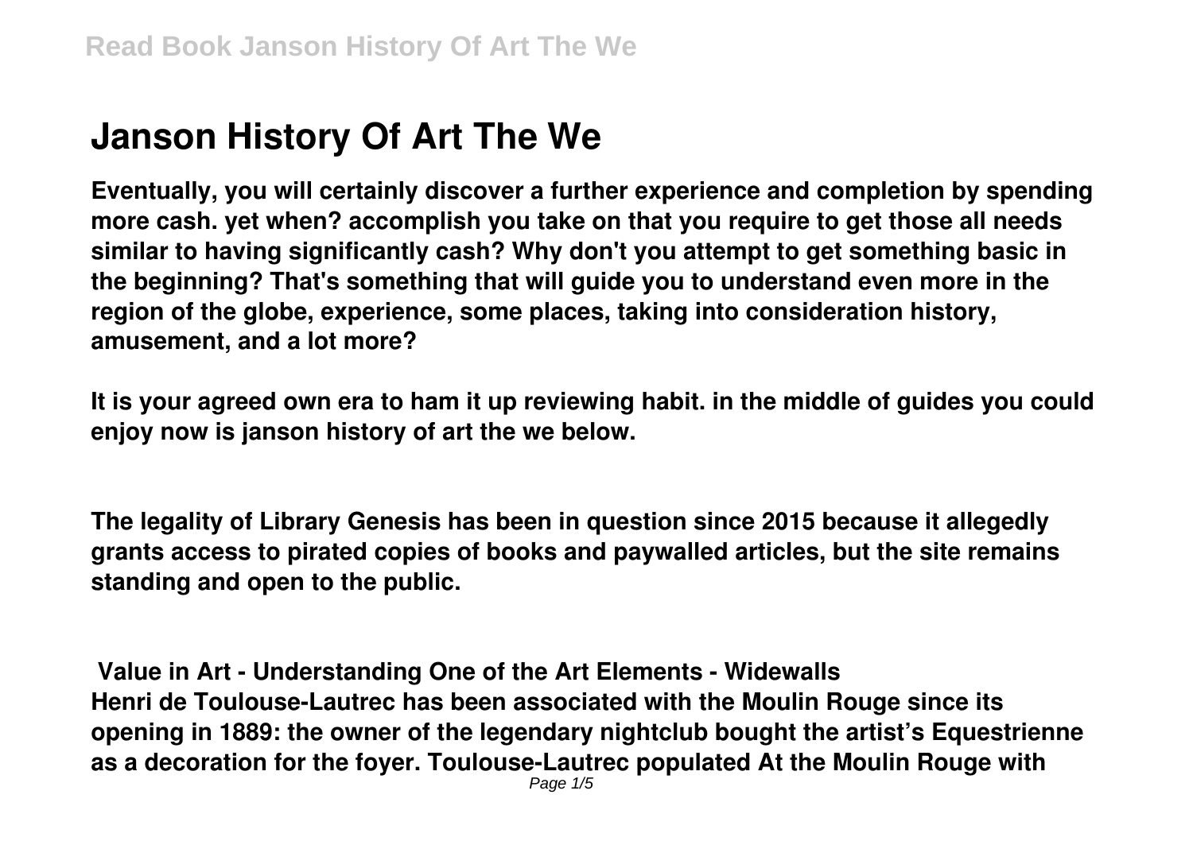# Janson History Of Art The We

**Eventually, you will certainly discover a further experience and completion by spending more cash. yet when? accomplish you take on that you require to get those all needs similar to having significantly cash? Why don't you attempt to get something basic in the beginning? That's something that will guide you to understand even more in the region of the globe, experience, some places, taking into consideration history, amusement, and a lot more?**

**It is your agreed own era to ham it up reviewing habit. in the middle of guides you could enjoy now is janson history of art the we below.**

**The legality of Library Genesis has been in question since 2015 because it allegedly grants access to pirated copies of books and paywalled articles, but the site remains standing and open to the public.**

**Value in Art - Understanding One of the Art Elements - Widewalls**

**Henri de Toulouse-Lautrec has been associated with the Moulin Rouge since its opening in 1889: the owner of the legendary nightclub bought the artist's Equestrienne as a decoration for the foyer. Toulouse-Lautrec populated At the Moulin Rouge with**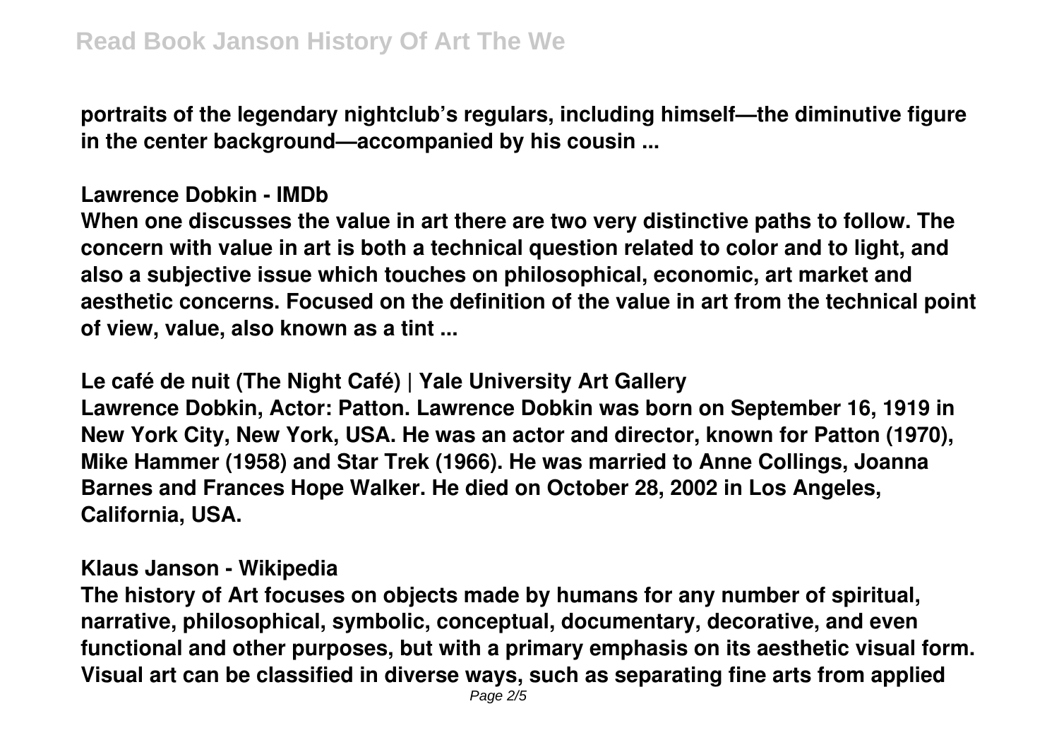portraits of the legendary nightclub's regulars, including himself—the diminutive figure in the center background—accompanied by his cousin ...

## Lawrence Dobkin - IMDb

When one discusses the value in art there are two very distinctive paths to follow. The concern with value in art is both a technical question related to color and to light, and also a subjective issue which touches on philosophical, economic, art market and aesthetic concerns. Focused on the definition of the value in art from the technical point of view, value, also known as a tint ...

## Le café de nuit (The Night Café) | Yale University Art Gallery

Lawrence Dobkin, Actor: Patton. Lawrence Dobkin was born on September 16, 1919 in New York City, New York, USA. He was an actor and director, known for Patton (1970), Mike Hammer (1958) and Star Trek (1966). He was married to Anne Collings, Joanna Barnes and Frances Hope Walker. He died on October 28, 2002 in Los Angeles, California, USA.

## Klaus Janson - Wikipedia

The history of Art focuses on objects made by humans for any number of spiritual, narrative, philosophical, symbolic, conceptual, documentary, decorative, and even functional and other purposes, but with a primary emphasis on its aesthetic visual form. Visual art can be classified in diverse ways, such as separating fine arts from applied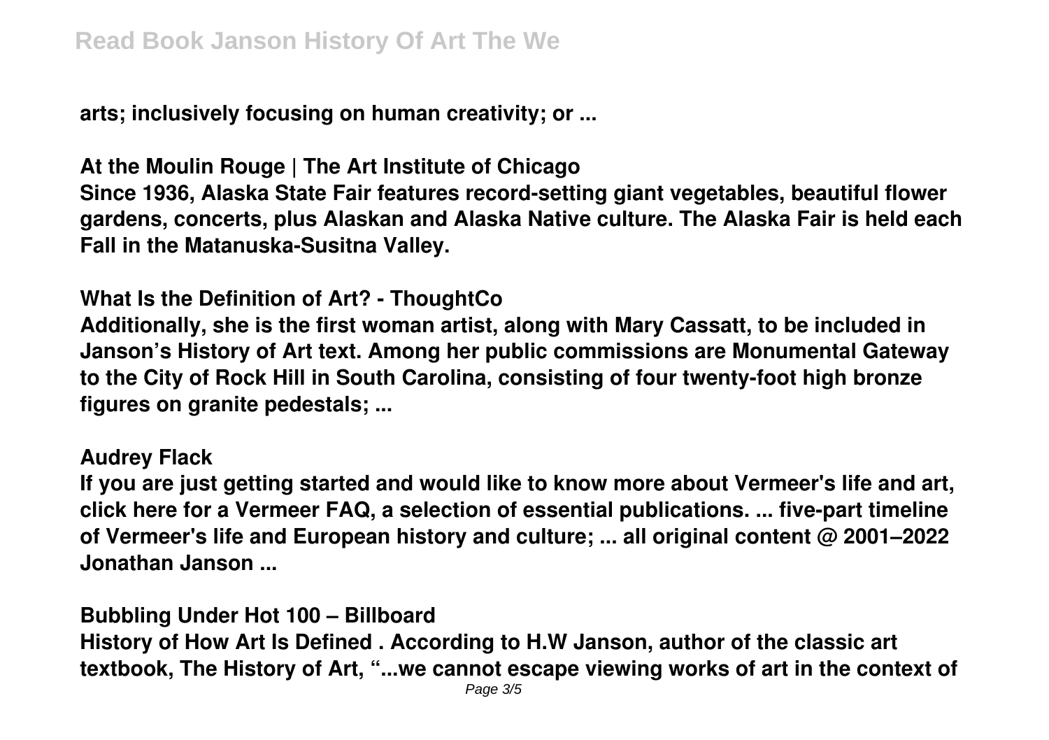**arts; inclusively focusing on human creativity; or ...**

**At the Moulin Rouge | The Art Institute of Chicago**

**Since 1936, Alaska State Fair features record-setting giant vegetables, beautiful flower gardens, concerts, plus Alaskan and Alaska Native culture. The Alaska Fair is held each Fall in the Matanuska-Susitna Valley.**

**What Is the Definition of Art? - ThoughtCo**

**Additionally, she is the first woman artist, along with Mary Cassatt, to be included in Janson's History of Art text. Among her public commissions are Monumental Gateway to the City of Rock Hill in South Carolina, consisting of four twenty-foot high bronze figures on granite pedestals; ...**

**Audrey Flack**

**If you are just getting started and would like to know more about Vermeer's life and art, click here for a Vermeer FAQ, a selection of essential publications. ... five-part timeline of Vermeer's life and European history and culture; ... all original content @ 2001–2022 Jonathan Janson ...**

**Bubbling Under Hot 100 – Billboard**

**History of How Art Is Defined . According to H.W Janson, author of the classic art textbook, The History of Art, "...we cannot escape viewing works of art in the context of**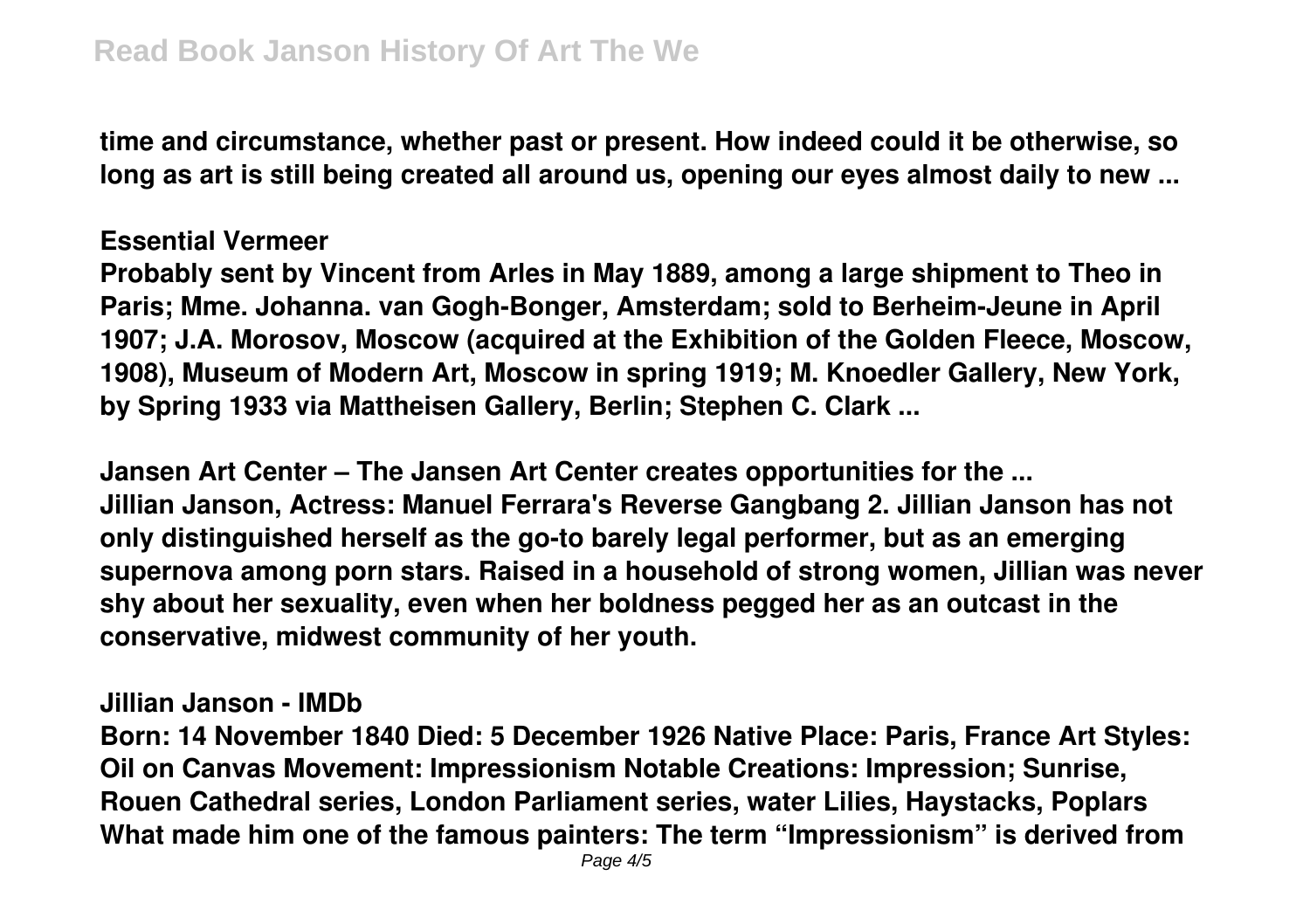time and circumstance, whether past or present. How indeed could it be otherwise, so long as art is still being created all around us, opening our eyes almost daily to new ...

**Essential Vermeer**

Probably sent by Vincent from Arles in May 1889, among a large shipment to Theo in Paris; Mme. Johanna. van Gogh-Bonger, Amsterdam; sold to Berheim-Jeune in April 1907; J.A. Morosov, Moscow (acquired at the Exhibition of the Golden Fleece, Moscow, 1908), Museum of Modern Art, Moscow in spring 1919; M. Knoedler Gallery, New York, by Spring 1933 via Mattheisen Gallery, Berlin; Stephen C. Clark ...

**Jansen Art Center – The Jansen Art Center creates opportunities for the ...**

Jillian Janson, Actress: Manuel Ferrara's Reverse Gangbang 2. Jillian Janson has not only distinguished herself as the go-to barely legal performer, but as an emerging supernova among porn stars. Raised in a household of strong women, Jillian was never shy about her sexuality, even when her boldness pegged her as an outcast in the conservative, midwest community of her youth.

**Jillian Janson - IMDb**

Born: 14 November 1840 Died: 5 December 1926 Native Place: Paris, France Art Styles: Oil on Canvas Movement: Impressionism Notable Creations: Impression; Sunrise, Rouen Cathedral series, London Parliament series, water Lilies, Haystacks, Poplars What made him one of the famous painters: The term "Impressionism" is derived from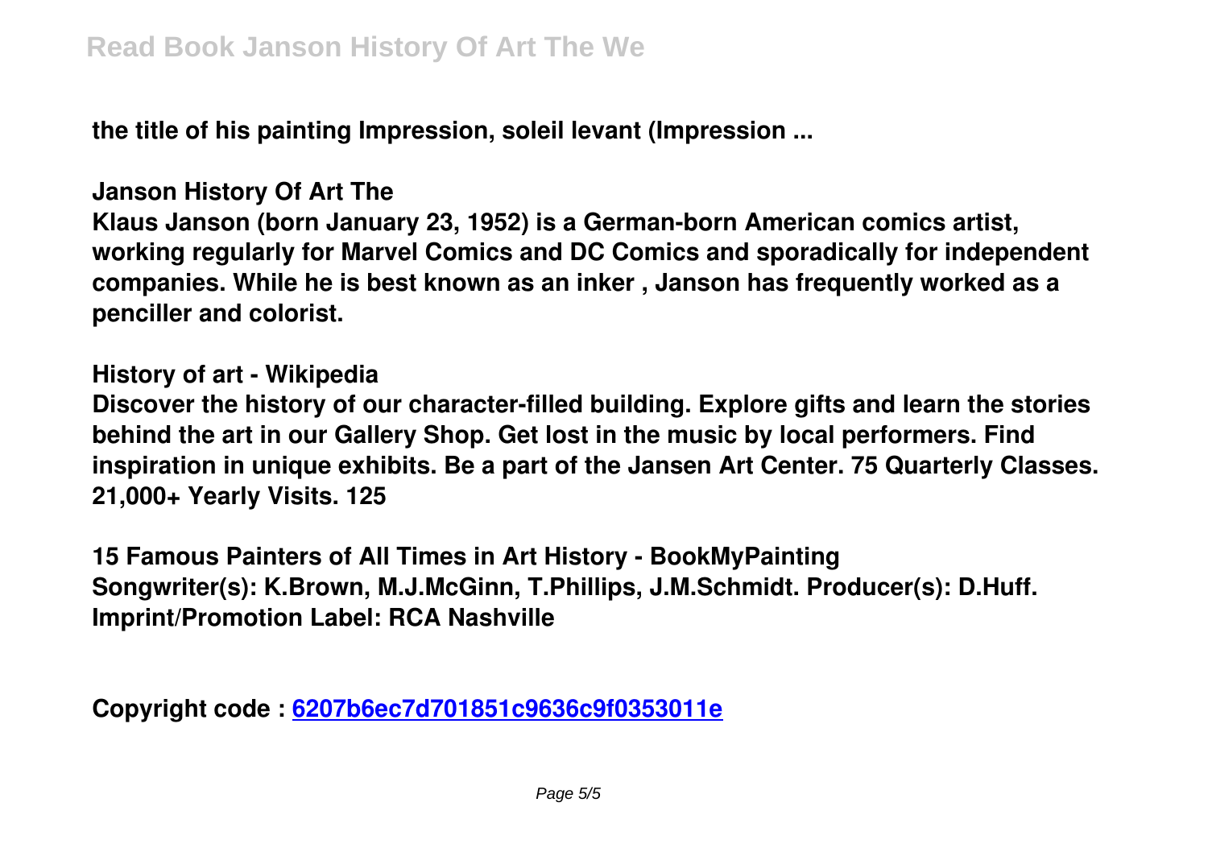**the title of his painting Impression, soleil levant (Impression ...**

**Janson History Of Art The**

**Klaus Janson (born January 23, 1952) is a German-born American comics artist, working regularly for Marvel Comics and DC Comics and sporadically for independent companies. While he is best known as an inker , Janson has frequently worked as a penciller and colorist.**

**History of art - Wikipedia**

**Discover the history of our character-filled building. Explore gifts and learn the stories behind the art in our Gallery Shop. Get lost in the music by local performers. Find inspiration in unique exhibits. Be a part of the Jansen Art Center. 75 Quarterly Classes. 21,000+ Yearly Visits. 125**

**15 Famous Painters of All Times in Art History - BookMyPainting**

**Songwriter(s): K.Brown, M.J.McGinn, T.Phillips, J.M.Schmidt. Producer(s): D.Huff. Imprint/Promotion Label: RCA Nashville**

**Copyright code : 6207b6ec7d701851c9636c9f0353011e**